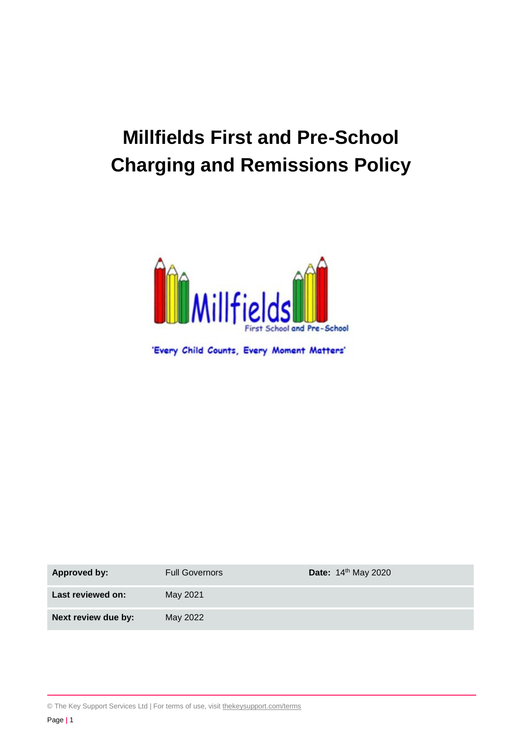# Millfields First and Pre-School Charging and Remissions Policy

'Every Child Counts, Every Moment Matters'

| | | |
|---|---|---|
| **Approved by:** | Full Governors | **Date:** 14th May 2020 |
| **Last reviewed on:** | May 2021 | |
| **Next review due by:** | May 2022 | |

© The Key Support Services Ltd | For terms of use, visit thekeysupport.com/terms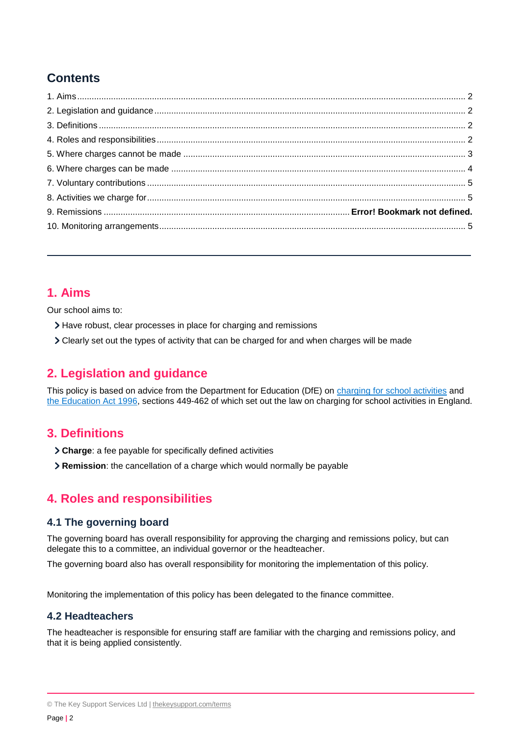## Contents

1. Aims ........................................................................................................................................................ 2
2. Legislation and guidance ...................................................................................................................... 2
3. Definitions .............................................................................................................................................. 2
4. Roles and responsibilities ...................................................................................................................... 2
5. Where charges cannot be made ........................................................................................................... 3
6. Where charges can be made ................................................................................................................ 4
7. Voluntary contributions .......................................................................................................................... 5
8. Activities we charge for .......................................................................................................................... 5
9. Remissions .................................................................................................. **Error! Bookmark not defined.**
10. Monitoring arrangements ..................................................................................................................... 5

---

## 1. Aims

Our school aims to:

- Have robust, clear processes in place for charging and remissions
- Clearly set out the types of activity that can be charged for and when charges will be made

## 2. Legislation and guidance

This policy is based on advice from the Department for Education (DfE) on [charging for school activities](#) and [the Education Act 1996](#), sections 449-462 of which set out the law on charging for school activities in England.

## 3. Definitions

- **Charge**: a fee payable for specifically defined activities
- **Remission**: the cancellation of a charge which would normally be payable

## 4. Roles and responsibilities

### 4.1 The governing board

The governing board has overall responsibility for approving the charging and remissions policy, but can delegate this to a committee, an individual governor or the headteacher.

The governing board also has overall responsibility for monitoring the implementation of this policy.

Monitoring the implementation of this policy has been delegated to the finance committee.

### 4.2 Headteachers

The headteacher is responsible for ensuring staff are familiar with the charging and remissions policy, and that it is being applied consistently.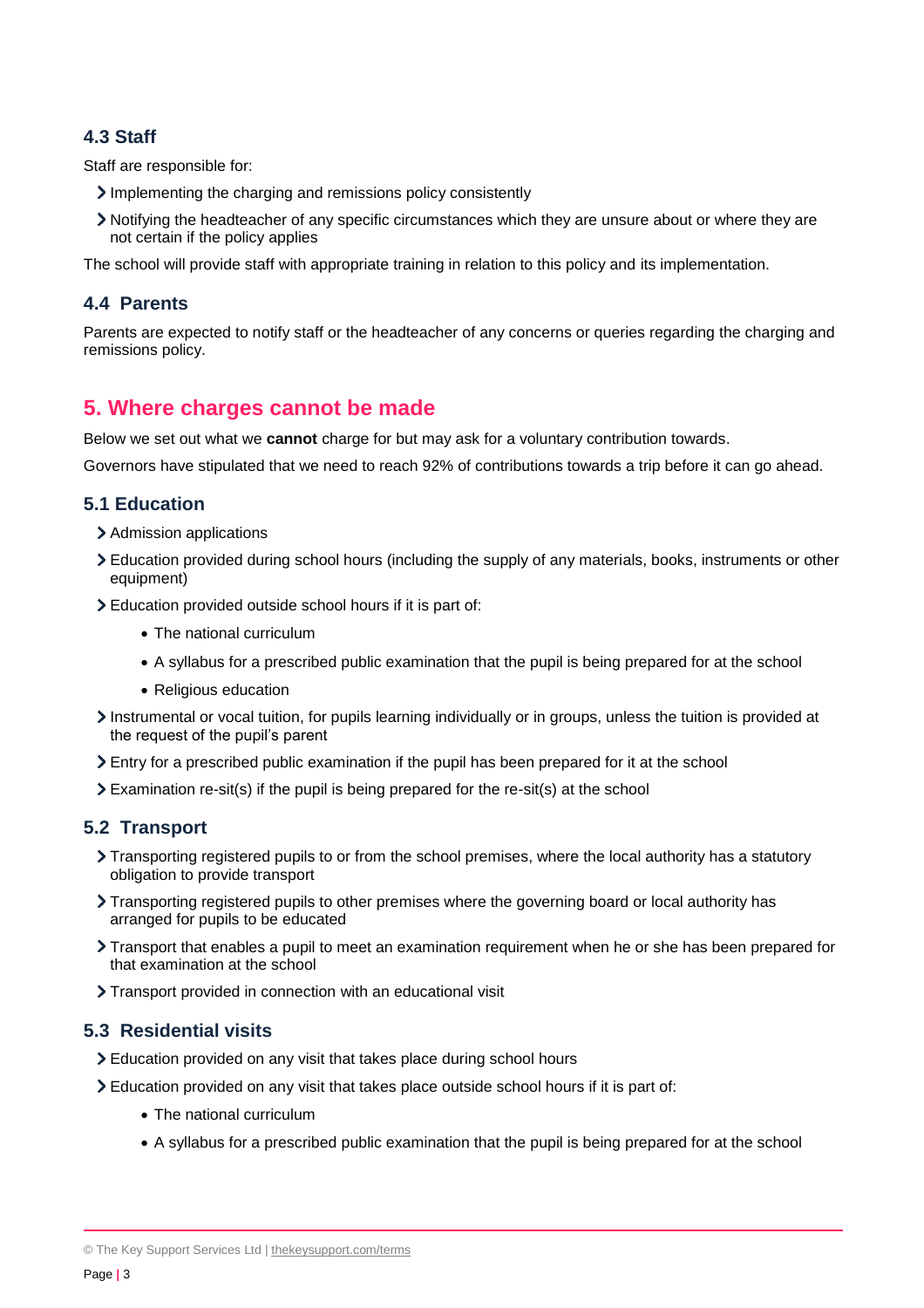### 4.3 Staff

Staff are responsible for:

- Implementing the charging and remissions policy consistently
- Notifying the headteacher of any specific circumstances which they are unsure about or where they are not certain if the policy applies

The school will provide staff with appropriate training in relation to this policy and its implementation.

### 4.4 Parents

Parents are expected to notify staff or the headteacher of any concerns or queries regarding the charging and remissions policy.

## 5. Where charges cannot be made

Below we set out what we **cannot** charge for but may ask for a voluntary contribution towards.

Governors have stipulated that we need to reach 92% of contributions towards a trip before it can go ahead.

### 5.1 Education

- Admission applications
- Education provided during school hours (including the supply of any materials, books, instruments or other equipment)
- Education provided outside school hours if it is part of:
  - The national curriculum
  - A syllabus for a prescribed public examination that the pupil is being prepared for at the school
  - Religious education
- Instrumental or vocal tuition, for pupils learning individually or in groups, unless the tuition is provided at the request of the pupil's parent
- Entry for a prescribed public examination if the pupil has been prepared for it at the school
- Examination re-sit(s) if the pupil is being prepared for the re-sit(s) at the school

### 5.2 Transport

- Transporting registered pupils to or from the school premises, where the local authority has a statutory obligation to provide transport
- Transporting registered pupils to other premises where the governing board or local authority has arranged for pupils to be educated
- Transport that enables a pupil to meet an examination requirement when he or she has been prepared for that examination at the school
- Transport provided in connection with an educational visit

### 5.3 Residential visits

- Education provided on any visit that takes place during school hours
- Education provided on any visit that takes place outside school hours if it is part of:
  - The national curriculum
  - A syllabus for a prescribed public examination that the pupil is being prepared for at the school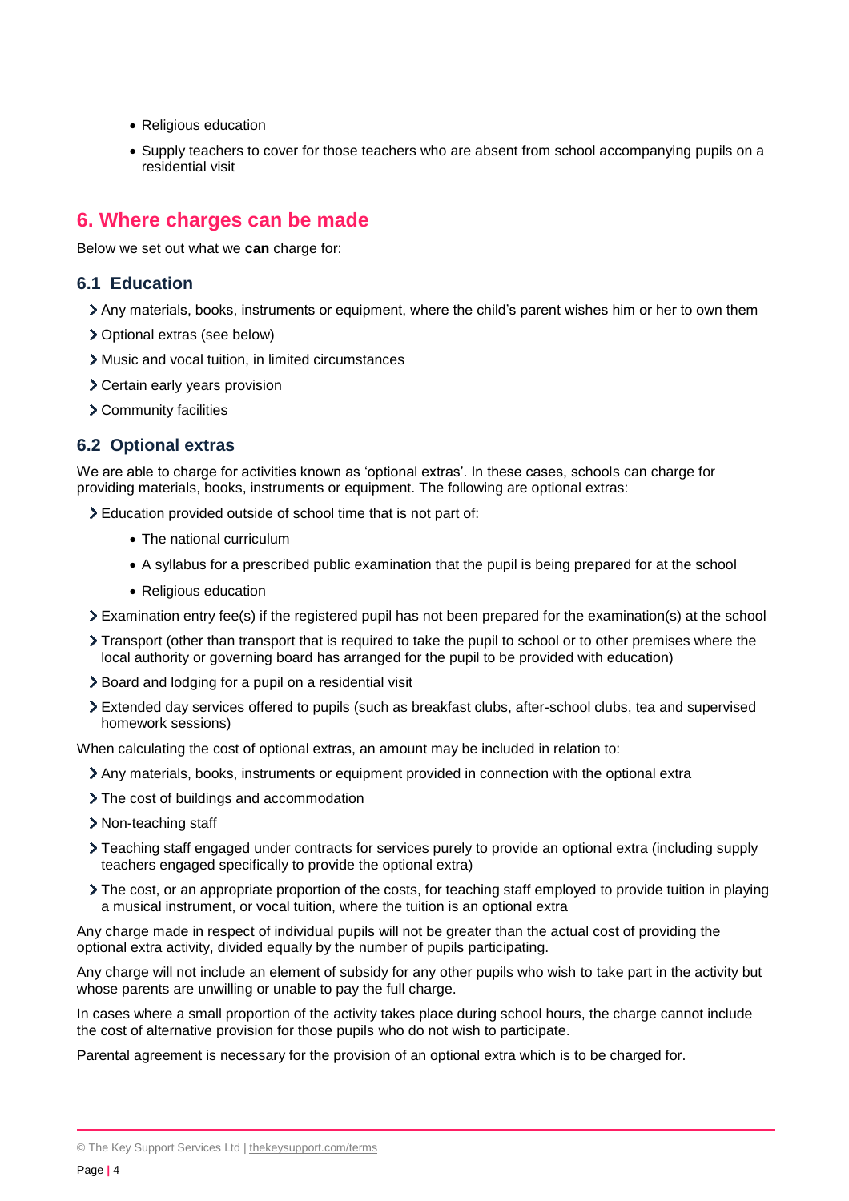- Religious education
- Supply teachers to cover for those teachers who are absent from school accompanying pupils on a residential visit

## 6. Where charges can be made

Below we set out what we **can** charge for:

### 6.1 Education

- Any materials, books, instruments or equipment, where the child's parent wishes him or her to own them
- Optional extras (see below)
- Music and vocal tuition, in limited circumstances
- Certain early years provision
- Community facilities

### 6.2 Optional extras

We are able to charge for activities known as 'optional extras'. In these cases, schools can charge for providing materials, books, instruments or equipment. The following are optional extras:

- Education provided outside of school time that is not part of:
  - The national curriculum
  - A syllabus for a prescribed public examination that the pupil is being prepared for at the school
  - Religious education
- Examination entry fee(s) if the registered pupil has not been prepared for the examination(s) at the school
- Transport (other than transport that is required to take the pupil to school or to other premises where the local authority or governing board has arranged for the pupil to be provided with education)
- Board and lodging for a pupil on a residential visit
- Extended day services offered to pupils (such as breakfast clubs, after-school clubs, tea and supervised homework sessions)

When calculating the cost of optional extras, an amount may be included in relation to:

- Any materials, books, instruments or equipment provided in connection with the optional extra
- The cost of buildings and accommodation
- Non-teaching staff
- Teaching staff engaged under contracts for services purely to provide an optional extra (including supply teachers engaged specifically to provide the optional extra)
- The cost, or an appropriate proportion of the costs, for teaching staff employed to provide tuition in playing a musical instrument, or vocal tuition, where the tuition is an optional extra

Any charge made in respect of individual pupils will not be greater than the actual cost of providing the optional extra activity, divided equally by the number of pupils participating.

Any charge will not include an element of subsidy for any other pupils who wish to take part in the activity but whose parents are unwilling or unable to pay the full charge.

In cases where a small proportion of the activity takes place during school hours, the charge cannot include the cost of alternative provision for those pupils who do not wish to participate.

Parental agreement is necessary for the provision of an optional extra which is to be charged for.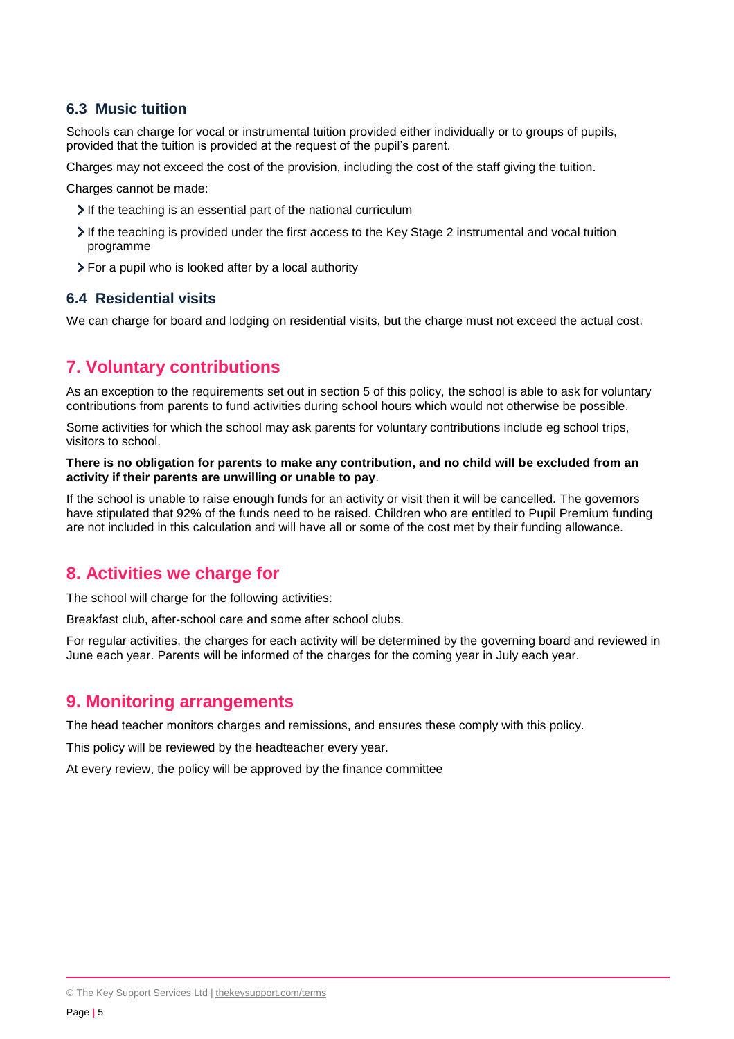### 6.3 Music tuition

Schools can charge for vocal or instrumental tuition provided either individually or to groups of pupils, provided that the tuition is provided at the request of the pupil's parent.

Charges may not exceed the cost of the provision, including the cost of the staff giving the tuition.

Charges cannot be made:

- If the teaching is an essential part of the national curriculum
- If the teaching is provided under the first access to the Key Stage 2 instrumental and vocal tuition programme
- For a pupil who is looked after by a local authority

### 6.4 Residential visits

We can charge for board and lodging on residential visits, but the charge must not exceed the actual cost.

## 7. Voluntary contributions

As an exception to the requirements set out in section 5 of this policy, the school is able to ask for voluntary contributions from parents to fund activities during school hours which would not otherwise be possible.

Some activities for which the school may ask parents for voluntary contributions include eg school trips, visitors to school.

**There is no obligation for parents to make any contribution, and no child will be excluded from an activity if their parents are unwilling or unable to pay**.

If the school is unable to raise enough funds for an activity or visit then it will be cancelled. The governors have stipulated that 92% of the funds need to be raised. Children who are entitled to Pupil Premium funding are not included in this calculation and will have all or some of the cost met by their funding allowance.

## 8. Activities we charge for

The school will charge for the following activities:

Breakfast club, after-school care and some after school clubs.

For regular activities, the charges for each activity will be determined by the governing board and reviewed in June each year. Parents will be informed of the charges for the coming year in July each year.

## 9. Monitoring arrangements

The head teacher monitors charges and remissions, and ensures these comply with this policy.

This policy will be reviewed by the headteacher every year.

At every review, the policy will be approved by the finance committee